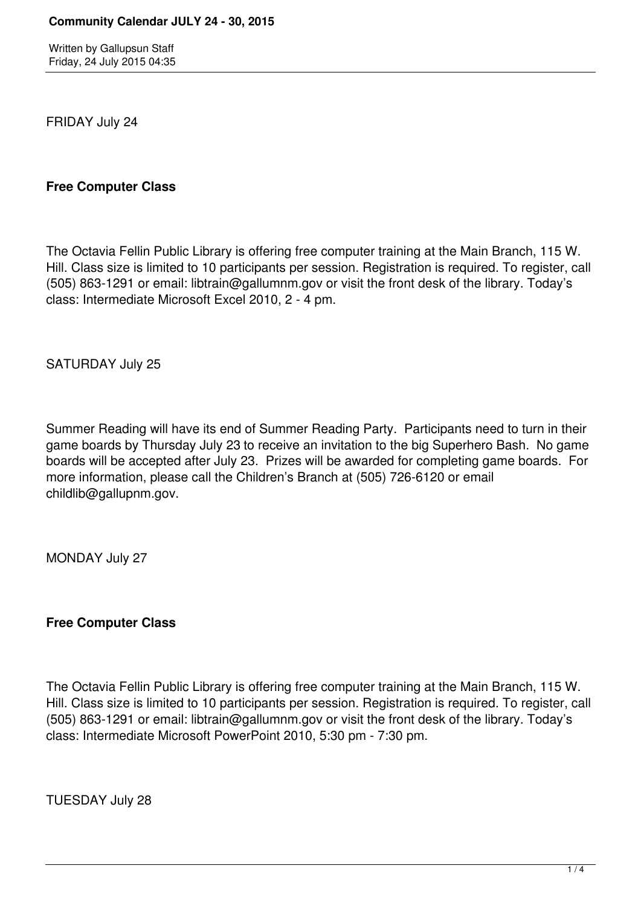# Community Calendar JULY 24 - 30, 2015

Written by Gallupsun Staff
Friday, 24 July 2015 04:35

FRIDAY July 24

**Free Computer Class**

The Octavia Fellin Public Library is offering free computer training at the Main Branch, 115 W. Hill. Class size is limited to 10 participants per session. Registration is required. To register, call (505) 863-1291 or email: libtrain@gallumnm.gov or visit the front desk of the library. Today's class: Intermediate Microsoft Excel 2010, 2 - 4 pm.

SATURDAY July 25

Summer Reading will have its end of Summer Reading Party. Participants need to turn in their game boards by Thursday July 23 to receive an invitation to the big Superhero Bash. No game boards will be accepted after July 23. Prizes will be awarded for completing game boards. For more information, please call the Children's Branch at (505) 726-6120 or email childlib@gallupnm.gov.

MONDAY July 27

**Free Computer Class**

The Octavia Fellin Public Library is offering free computer training at the Main Branch, 115 W. Hill. Class size is limited to 10 participants per session. Registration is required. To register, call (505) 863-1291 or email: libtrain@gallumnm.gov or visit the front desk of the library. Today's class: Intermediate Microsoft PowerPoint 2010, 5:30 pm - 7:30 pm.

TUESDAY July 28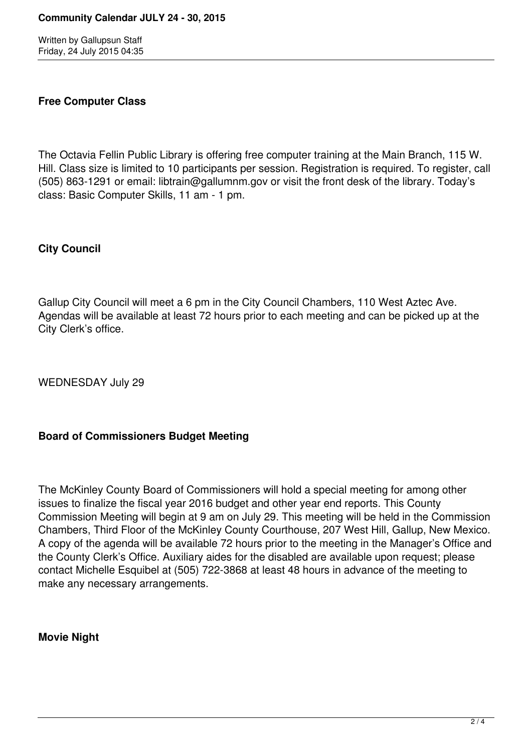**Free Computer Class**

The Octavia Fellin Public Library is offering free computer training at the Main Branch, 115 W. Hill. Class size is limited to 10 participants per session. Registration is required. To register, call (505) 863-1291 or email: libtrain@gallumnm.gov or visit the front desk of the library. Today's class: Basic Computer Skills, 11 am - 1 pm.

**City Council**

Gallup City Council will meet a 6 pm in the City Council Chambers, 110 West Aztec Ave. Agendas will be available at least 72 hours prior to each meeting and can be picked up at the City Clerk's office.

WEDNESDAY July 29

**Board of Commissioners Budget Meeting**

The McKinley County Board of Commissioners will hold a special meeting for among other issues to finalize the fiscal year 2016 budget and other year end reports. This County Commission Meeting will begin at 9 am on July 29. This meeting will be held in the Commission Chambers, Third Floor of the McKinley County Courthouse, 207 West Hill, Gallup, New Mexico. A copy of the agenda will be available 72 hours prior to the meeting in the Manager's Office and the County Clerk's Office. Auxiliary aides for the disabled are available upon request; please contact Michelle Esquibel at (505) 722-3868 at least 48 hours in advance of the meeting to make any necessary arrangements.

**Movie Night**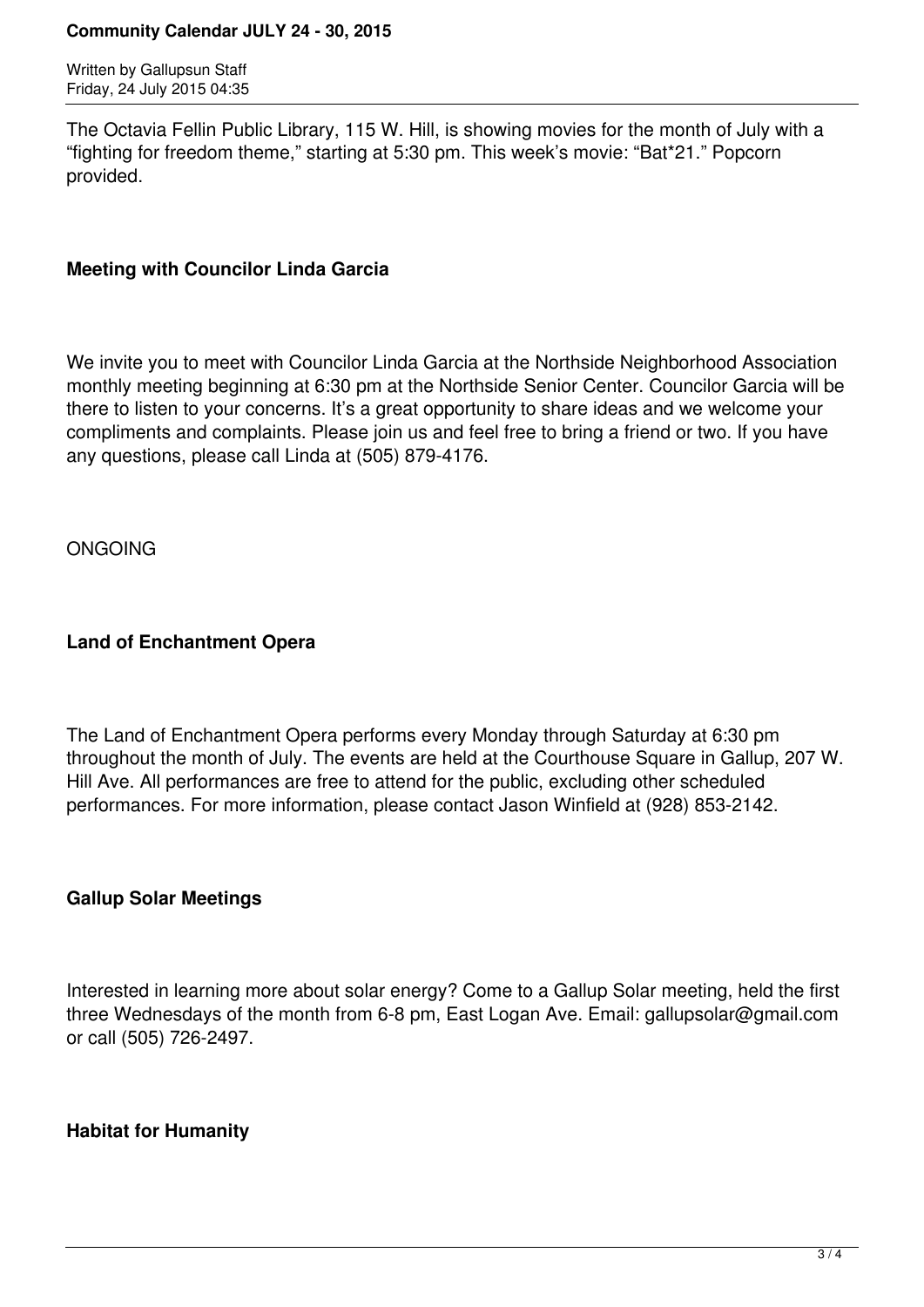The Octavia Fellin Public Library, 115 W. Hill, is showing movies for the month of July with a "fighting for freedom theme," starting at 5:30 pm. This week's movie: "Bat*21." Popcorn provided.

**Meeting with Councilor Linda Garcia**

We invite you to meet with Councilor Linda Garcia at the Northside Neighborhood Association monthly meeting beginning at 6:30 pm at the Northside Senior Center. Councilor Garcia will be there to listen to your concerns. It's a great opportunity to share ideas and we welcome your compliments and complaints. Please join us and feel free to bring a friend or two. If you have any questions, please call Linda at (505) 879-4176.

ONGOING

**Land of Enchantment Opera**

The Land of Enchantment Opera performs every Monday through Saturday at 6:30 pm throughout the month of July. The events are held at the Courthouse Square in Gallup, 207 W. Hill Ave. All performances are free to attend for the public, excluding other scheduled performances. For more information, please contact Jason Winfield at (928) 853-2142.

**Gallup Solar Meetings**

Interested in learning more about solar energy? Come to a Gallup Solar meeting, held the first three Wednesdays of the month from 6-8 pm, East Logan Ave. Email: gallupsolar@gmail.com or call (505) 726-2497.

**Habitat for Humanity**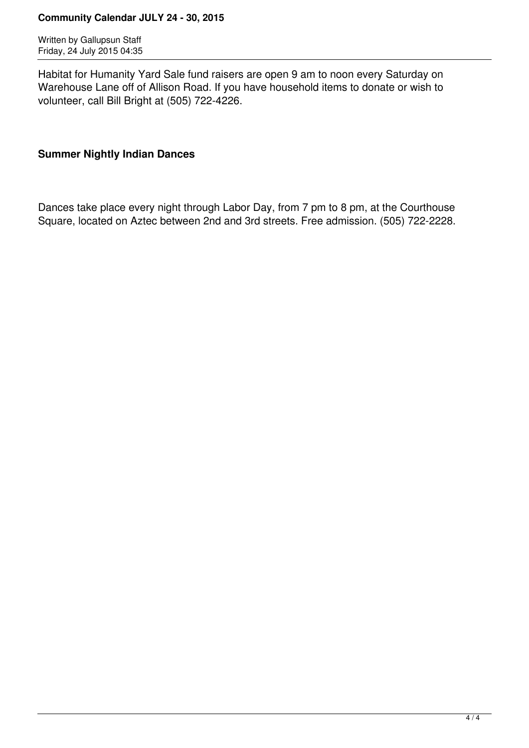Habitat for Humanity Yard Sale fund raisers are open 9 am to noon every Saturday on Warehouse Lane off of Allison Road. If you have household items to donate or wish to volunteer, call Bill Bright at (505) 722-4226.

**Summer Nightly Indian Dances**

Dances take place every night through Labor Day, from 7 pm to 8 pm, at the Courthouse Square, located on Aztec between 2nd and 3rd streets. Free admission. (505) 722-2228.